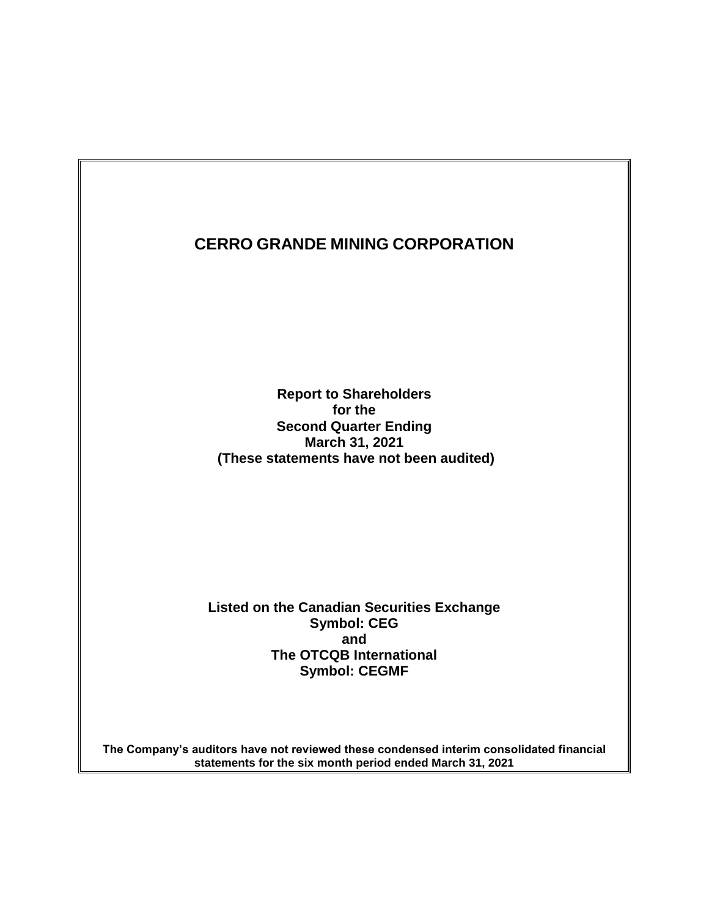# CERRO GRANDE MINING CORPORATION

**Report to Shareholders**
**for the**
**Second Quarter Ending**
**March 31, 2021**
**(These statements have not been audited)**

**Listed on the Canadian Securities Exchange**
**Symbol: CEG**
**and**
**The OTCQB International**
**Symbol: CEGMF**

**The Company's auditors have not reviewed these condensed interim consolidated financial statements for the six month period ended March 31, 2021**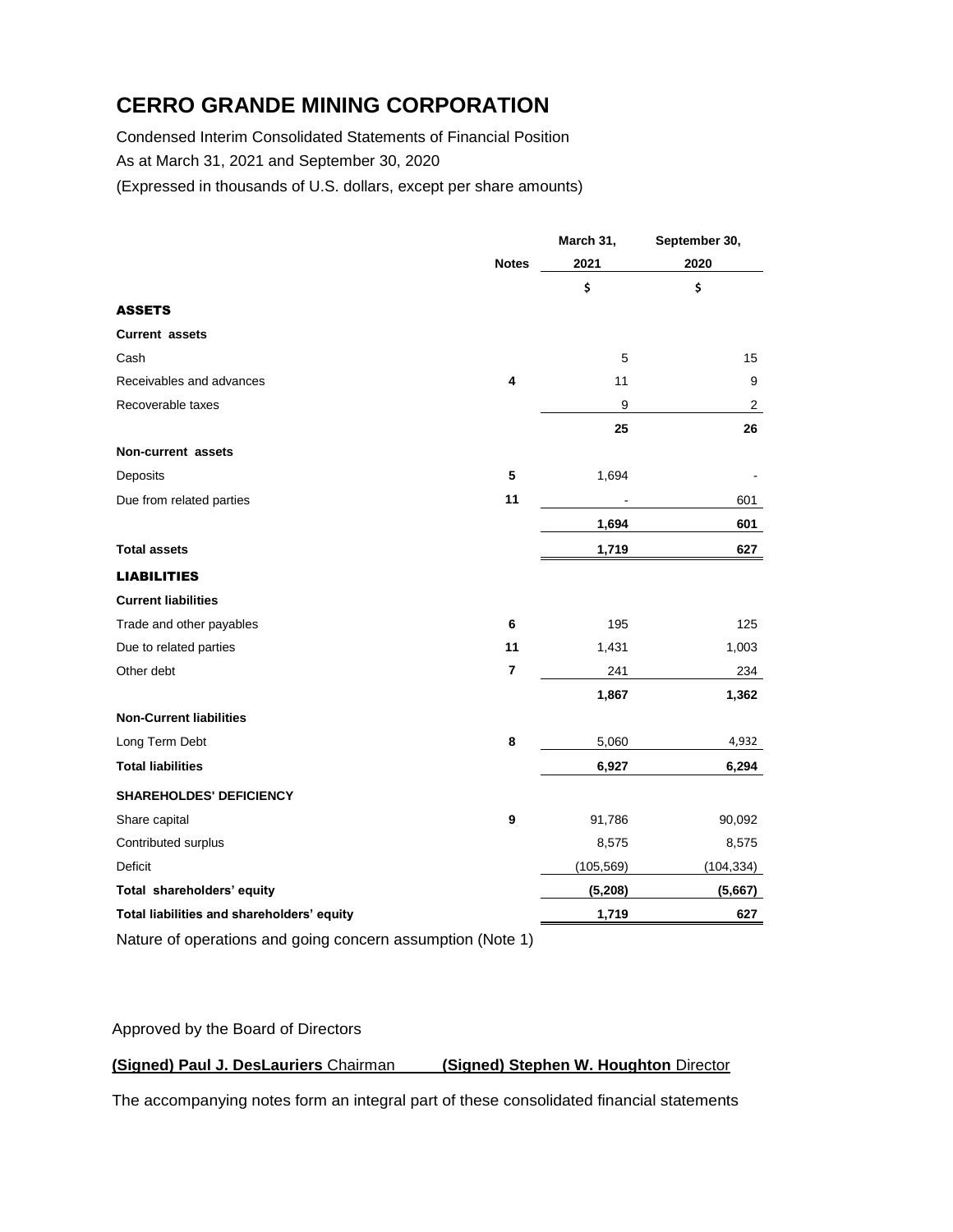# CERRO GRANDE MINING CORPORATION

Condensed Interim Consolidated Statements of Financial Position

As at March 31, 2021 and September 30, 2020

(Expressed in thousands of U.S. dollars, except per share amounts)

| | Notes | March 31, 2021 | September 30, 2020 |
|---|---|---|---|
| | | $ | $ |
| **ASSETS** | | | |
| **Current assets** | | | |
| Cash | | 5 | 15 |
| Receivables and advances | 4 | 11 | 9 |
| Recoverable taxes | | 9 | 2 |
| | | **25** | **26** |
| **Non-current assets** | | | |
| Deposits | 5 | 1,694 | - |
| Due from related parties | 11 | - | 601 |
| | | **1,694** | **601** |
| **Total assets** | | **1,719** | **627** |
| **LIABILITIES** | | | |
| **Current liabilities** | | | |
| Trade and other payables | 6 | 195 | 125 |
| Due to related parties | 11 | 1,431 | 1,003 |
| Other debt | 7 | 241 | 234 |
| | | **1,867** | **1,362** |
| **Non-Current liabilities** | | | |
| Long Term Debt | 8 | 5,060 | 4,932 |
| **Total liabilities** | | **6,927** | **6,294** |
| **SHAREHOLDES' DEFICIENCY** | | | |
| Share capital | 9 | 91,786 | 90,092 |
| Contributed surplus | | 8,575 | 8,575 |
| Deficit | | (105,569) | (104,334) |
| **Total shareholders' equity** | | **(5,208)** | **(5,667)** |
| **Total liabilities and shareholders' equity** | | **1,719** | **627** |

Nature of operations and going concern assumption (Note 1)

Approved by the Board of Directors

**(Signed) Paul J. DesLauriers** Chairman **(Signed) Stephen W. Houghton** Director

The accompanying notes form an integral part of these consolidated financial statements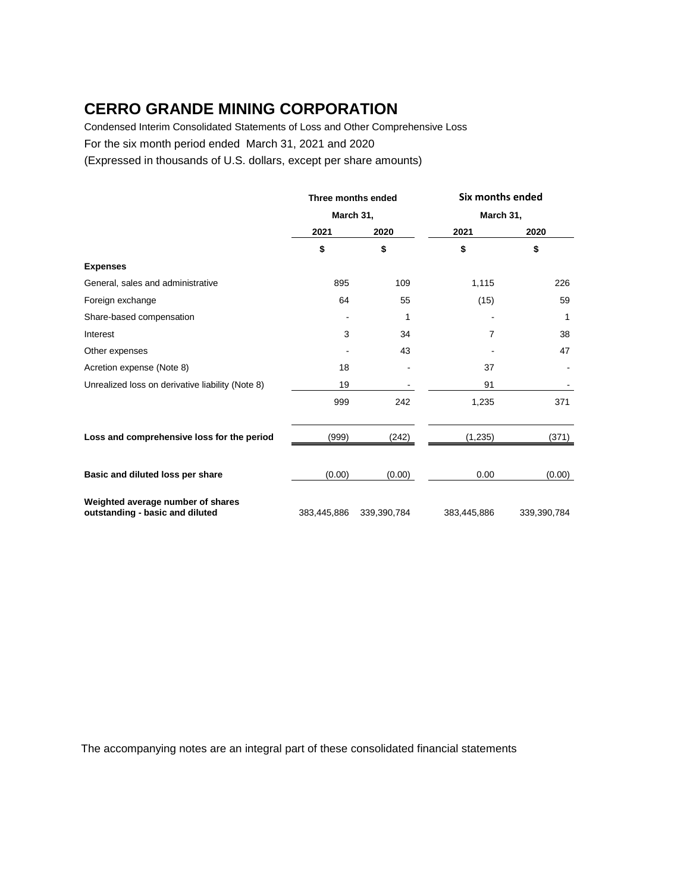# CERRO GRANDE MINING CORPORATION

Condensed Interim Consolidated Statements of Loss and Other Comprehensive Loss

For the six month period ended March 31, 2021 and 2020

(Expressed in thousands of U.S. dollars, except per share amounts)

| | Three months ended March 31, | | Six months ended March 31, | |
|---|---|---|---|---|
| | 2021 | 2020 | 2021 | 2020 |
| | $ | $ | $ | $ |
| **Expenses** | | | | |
| General, sales and administrative | 895 | 109 | 1,115 | 226 |
| Foreign exchange | 64 | 55 | (15) | 59 |
| Share-based compensation | - | 1 | - | 1 |
| Interest | 3 | 34 | 7 | 38 |
| Other expenses | - | 43 | - | 47 |
| Acretion expense (Note 8) | 18 | - | 37 | - |
| Unrealized loss on derivative liability (Note 8) | 19 | - | 91 | - |
| | 999 | 242 | 1,235 | 371 |
| **Loss and comprehensive loss for the period** | (999) | (242) | (1,235) | (371) |
| **Basic and diluted loss per share** | (0.00) | (0.00) | 0.00 | (0.00) |
| **Weighted average number of shares outstanding - basic and diluted** | 383,445,886 | 339,390,784 | 383,445,886 | 339,390,784 |

The accompanying notes are an integral part of these consolidated financial statements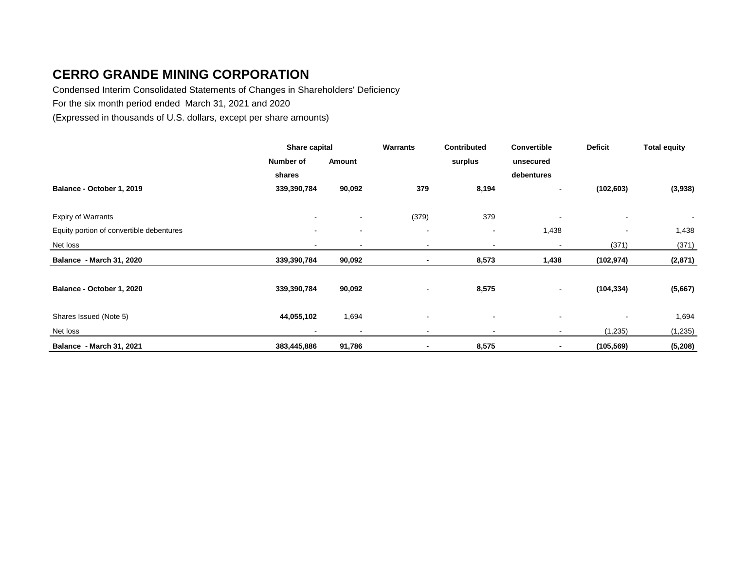# CERRO GRANDE MINING CORPORATION

Condensed Interim Consolidated Statements of Changes in Shareholders' Deficiency

For the six month period ended March 31, 2021 and 2020

(Expressed in thousands of U.S. dollars, except per share amounts)

| | Share capital | | Warrants | Contributed | Convertible | Deficit | Total equity |
|---|---|---|---|---|---|---|---|
| | Number of shares | Amount | | surplus | unsecured debentures | | |
| **Balance - October 1, 2019** | **339,390,784** | **90,092** | **379** | **8,194** | - | **(102,603)** | **(3,938)** |
| Expiry of Warrants | - | - | (379) | 379 | - | - | - |
| Equity portion of convertible debentures | - | - | - | - | 1,438 | - | 1,438 |
| Net loss | - | - | - | - | - | (371) | (371) |
| **Balance - March 31, 2020** | **339,390,784** | **90,092** | **-** | **8,573** | **1,438** | **(102,974)** | **(2,871)** |
| **Balance - October 1, 2020** | **339,390,784** | **90,092** | - | **8,575** | - | **(104,334)** | **(5,667)** |
| Shares Issued (Note 5) | **44,055,102** | 1,694 | - | - | - | - | 1,694 |
| Net loss | - | - | - | - | - | (1,235) | (1,235) |
| **Balance - March 31, 2021** | **383,445,886** | **91,786** | **-** | **8,575** | **-** | **(105,569)** | **(5,208)** |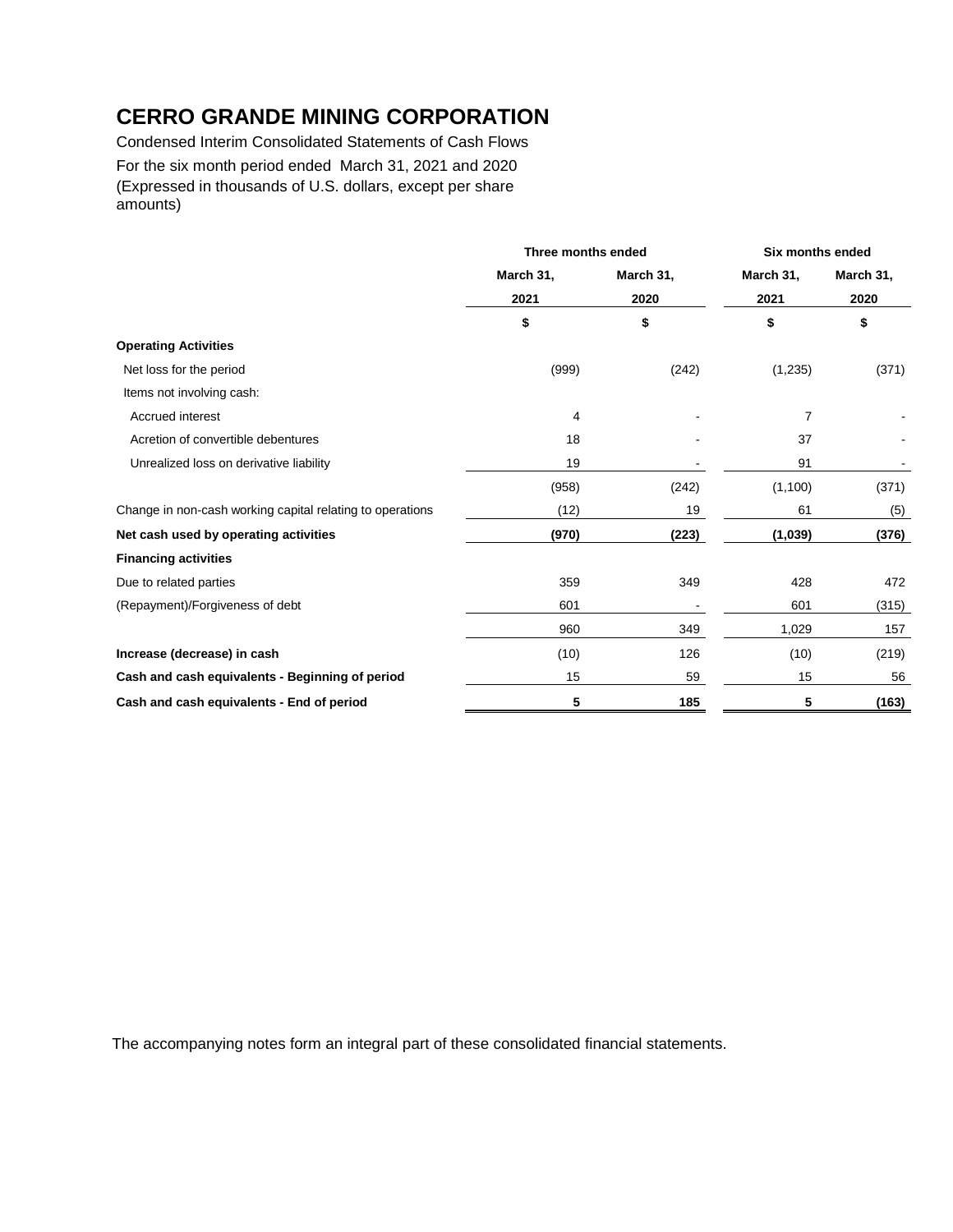# CERRO GRANDE MINING CORPORATION

Condensed Interim Consolidated Statements of Cash Flows

For the six month period ended March 31, 2021 and 2020

(Expressed in thousands of U.S. dollars, except per share amounts)

| | Three months ended | | Six months ended | |
|---|---|---|---|---|
| | March 31, 2021 | March 31, 2020 | March 31, 2021 | March 31, 2020 |
| | $ | $ | $ | $ |
| **Operating Activities** | | | | |
| Net loss for the period | (999) | (242) | (1,235) | (371) |
| Items not involving cash: | | | | |
| Accrued interest | 4 | - | 7 | - |
| Acretion of convertible debentures | 18 | - | 37 | - |
| Unrealized loss on derivative liability | 19 | - | 91 | - |
| | (958) | (242) | (1,100) | (371) |
| Change in non-cash working capital relating to operations | (12) | 19 | 61 | (5) |
| **Net cash used by operating activities** | **(970)** | **(223)** | **(1,039)** | **(376)** |
| **Financing activities** | | | | |
| Due to related parties | 359 | 349 | 428 | 472 |
| (Repayment)/Forgiveness of debt | 601 | - | 601 | (315) |
| | 960 | 349 | 1,029 | 157 |
| **Increase (decrease) in cash** | (10) | 126 | (10) | (219) |
| **Cash and cash equivalents - Beginning of period** | 15 | 59 | 15 | 56 |
| **Cash and cash equivalents - End of period** | **5** | **185** | **5** | **(163)** |

The accompanying notes form an integral part of these consolidated financial statements.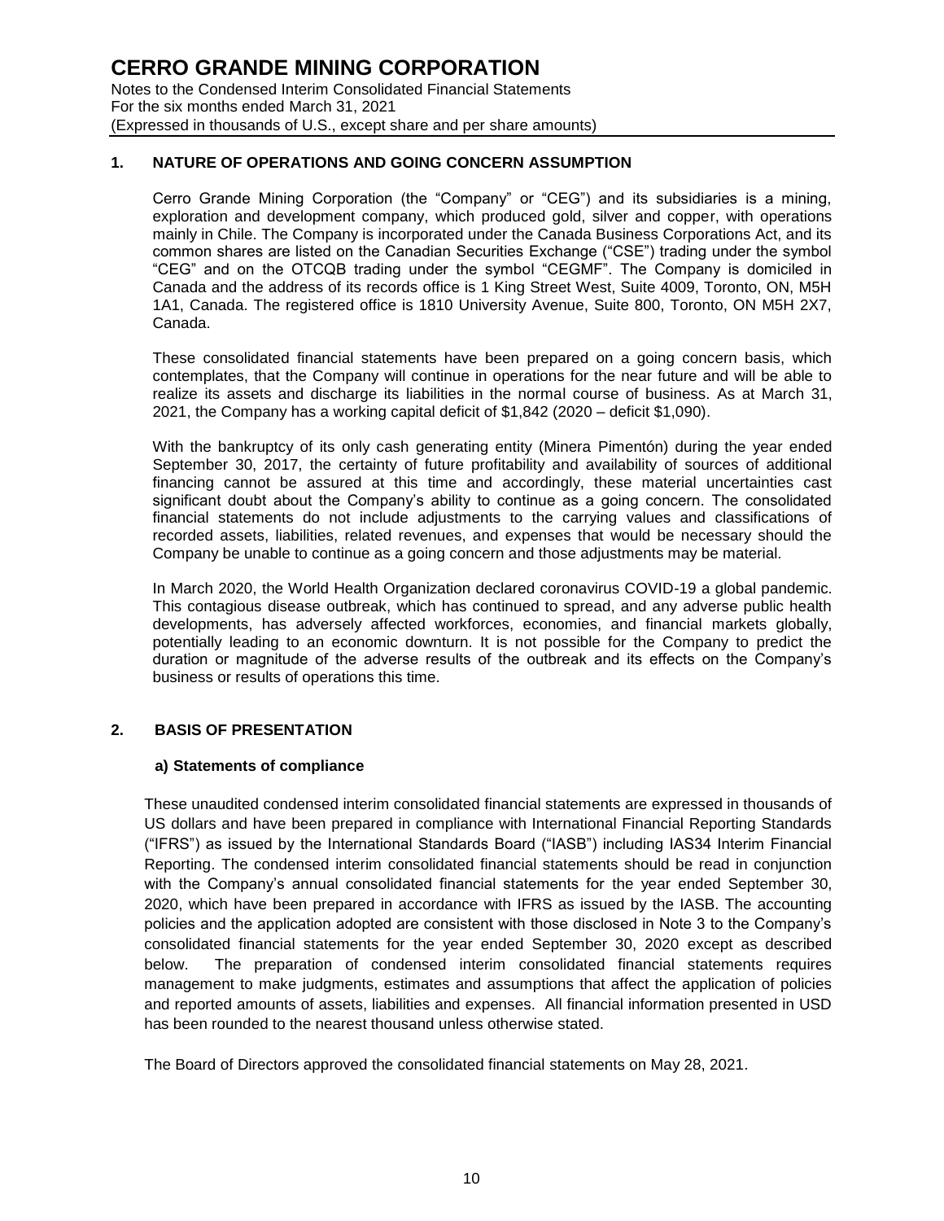# CERRO GRANDE MINING CORPORATION

Notes to the Condensed Interim Consolidated Financial Statements
For the six months ended March 31, 2021
(Expressed in thousands of U.S., except share and per share amounts)

## 1. NATURE OF OPERATIONS AND GOING CONCERN ASSUMPTION

Cerro Grande Mining Corporation (the "Company" or "CEG") and its subsidiaries is a mining, exploration and development company, which produced gold, silver and copper, with operations mainly in Chile. The Company is incorporated under the Canada Business Corporations Act, and its common shares are listed on the Canadian Securities Exchange ("CSE") trading under the symbol "CEG" and on the OTCQB trading under the symbol "CEGMF". The Company is domiciled in Canada and the address of its records office is 1 King Street West, Suite 4009, Toronto, ON, M5H 1A1, Canada. The registered office is 1810 University Avenue, Suite 800, Toronto, ON M5H 2X7, Canada.

These consolidated financial statements have been prepared on a going concern basis, which contemplates, that the Company will continue in operations for the near future and will be able to realize its assets and discharge its liabilities in the normal course of business. As at March 31, 2021, the Company has a working capital deficit of $1,842 (2020 – deficit $1,090).

With the bankruptcy of its only cash generating entity (Minera Pimentón) during the year ended September 30, 2017, the certainty of future profitability and availability of sources of additional financing cannot be assured at this time and accordingly, these material uncertainties cast significant doubt about the Company's ability to continue as a going concern. The consolidated financial statements do not include adjustments to the carrying values and classifications of recorded assets, liabilities, related revenues, and expenses that would be necessary should the Company be unable to continue as a going concern and those adjustments may be material.

In March 2020, the World Health Organization declared coronavirus COVID-19 a global pandemic. This contagious disease outbreak, which has continued to spread, and any adverse public health developments, has adversely affected workforces, economies, and financial markets globally, potentially leading to an economic downturn. It is not possible for the Company to predict the duration or magnitude of the adverse results of the outbreak and its effects on the Company's business or results of operations this time.

## 2. BASIS OF PRESENTATION

### a) Statements of compliance

These unaudited condensed interim consolidated financial statements are expressed in thousands of US dollars and have been prepared in compliance with International Financial Reporting Standards ("IFRS") as issued by the International Standards Board ("IASB") including IAS34 Interim Financial Reporting. The condensed interim consolidated financial statements should be read in conjunction with the Company's annual consolidated financial statements for the year ended September 30, 2020, which have been prepared in accordance with IFRS as issued by the IASB. The accounting policies and the application adopted are consistent with those disclosed in Note 3 to the Company's consolidated financial statements for the year ended September 30, 2020 except as described below. The preparation of condensed interim consolidated financial statements requires management to make judgments, estimates and assumptions that affect the application of policies and reported amounts of assets, liabilities and expenses. All financial information presented in USD has been rounded to the nearest thousand unless otherwise stated.

The Board of Directors approved the consolidated financial statements on May 28, 2021.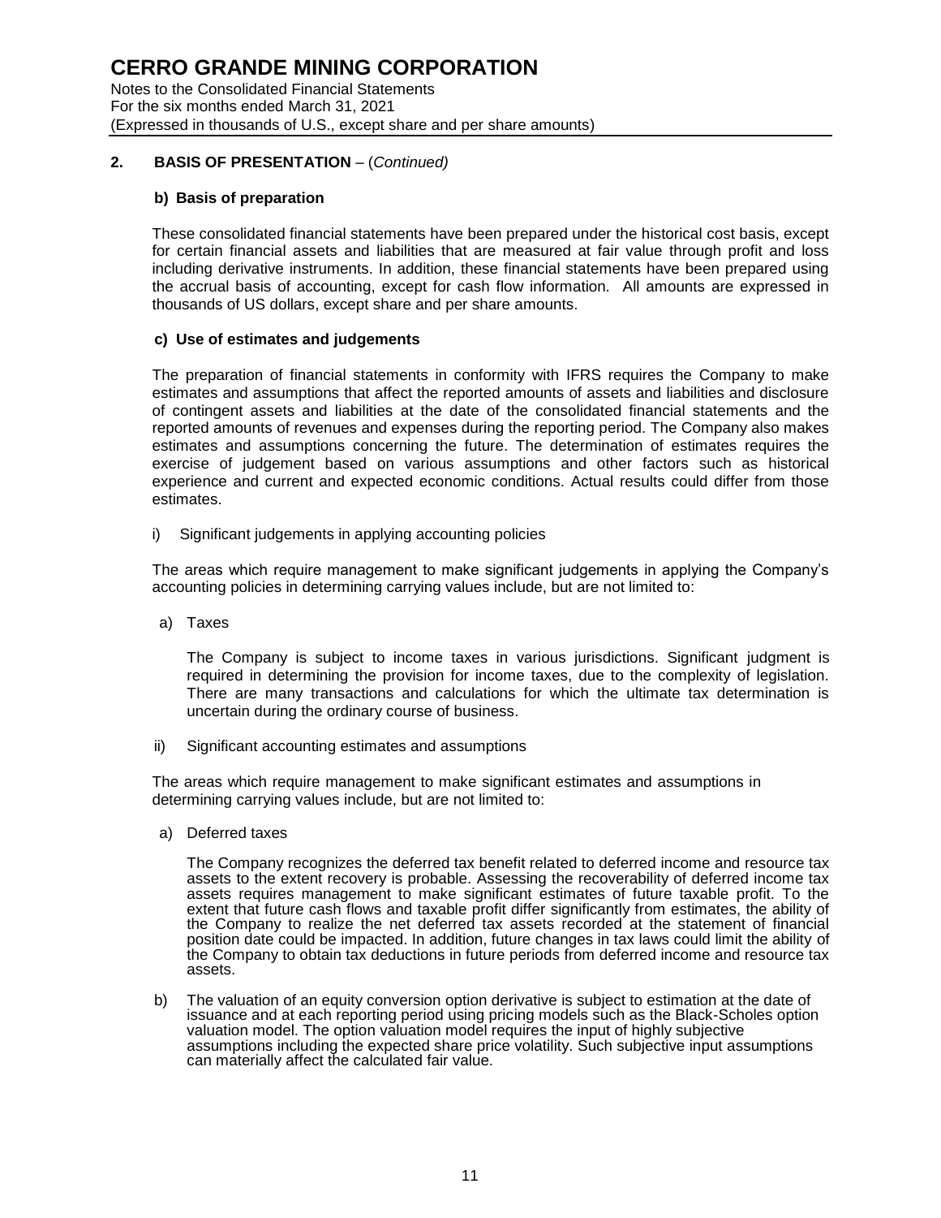## 2. BASIS OF PRESENTATION – (*Continued*)

### b) Basis of preparation

These consolidated financial statements have been prepared under the historical cost basis, except for certain financial assets and liabilities that are measured at fair value through profit and loss including derivative instruments. In addition, these financial statements have been prepared using the accrual basis of accounting, except for cash flow information. All amounts are expressed in thousands of US dollars, except share and per share amounts.

### c) Use of estimates and judgements

The preparation of financial statements in conformity with IFRS requires the Company to make estimates and assumptions that affect the reported amounts of assets and liabilities and disclosure of contingent assets and liabilities at the date of the consolidated financial statements and the reported amounts of revenues and expenses during the reporting period. The Company also makes estimates and assumptions concerning the future. The determination of estimates requires the exercise of judgement based on various assumptions and other factors such as historical experience and current and expected economic conditions. Actual results could differ from those estimates.

i) Significant judgements in applying accounting policies

The areas which require management to make significant judgements in applying the Company's accounting policies in determining carrying values include, but are not limited to:

a) Taxes

The Company is subject to income taxes in various jurisdictions. Significant judgment is required in determining the provision for income taxes, due to the complexity of legislation. There are many transactions and calculations for which the ultimate tax determination is uncertain during the ordinary course of business.

ii) Significant accounting estimates and assumptions

The areas which require management to make significant estimates and assumptions in determining carrying values include, but are not limited to:

a) Deferred taxes

The Company recognizes the deferred tax benefit related to deferred income and resource tax assets to the extent recovery is probable. Assessing the recoverability of deferred income tax assets requires management to make significant estimates of future taxable profit. To the extent that future cash flows and taxable profit differ significantly from estimates, the ability of the Company to realize the net deferred tax assets recorded at the statement of financial position date could be impacted. In addition, future changes in tax laws could limit the ability of the Company to obtain tax deductions in future periods from deferred income and resource tax assets.

b) The valuation of an equity conversion option derivative is subject to estimation at the date of issuance and at each reporting period using pricing models such as the Black-Scholes option valuation model. The option valuation model requires the input of highly subjective assumptions including the expected share price volatility. Such subjective input assumptions can materially affect the calculated fair value.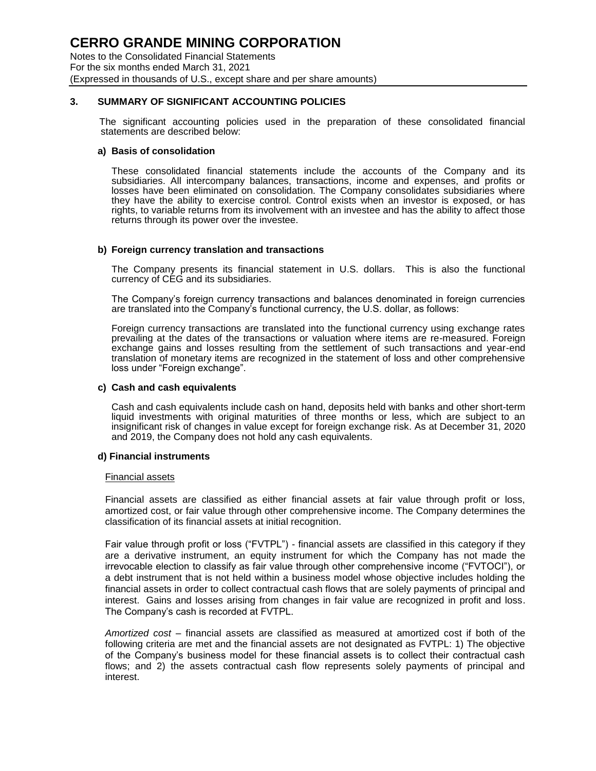## 3. SUMMARY OF SIGNIFICANT ACCOUNTING POLICIES

The significant accounting policies used in the preparation of these consolidated financial statements are described below:

### a) Basis of consolidation

These consolidated financial statements include the accounts of the Company and its subsidiaries. All intercompany balances, transactions, income and expenses, and profits or losses have been eliminated on consolidation. The Company consolidates subsidiaries where they have the ability to exercise control. Control exists when an investor is exposed, or has rights, to variable returns from its involvement with an investee and has the ability to affect those returns through its power over the investee.

### b) Foreign currency translation and transactions

The Company presents its financial statement in U.S. dollars. This is also the functional currency of CEG and its subsidiaries.

The Company's foreign currency transactions and balances denominated in foreign currencies are translated into the Company's functional currency, the U.S. dollar, as follows:

Foreign currency transactions are translated into the functional currency using exchange rates prevailing at the dates of the transactions or valuation where items are re-measured. Foreign exchange gains and losses resulting from the settlement of such transactions and year-end translation of monetary items are recognized in the statement of loss and other comprehensive loss under "Foreign exchange".

### c) Cash and cash equivalents

Cash and cash equivalents include cash on hand, deposits held with banks and other short-term liquid investments with original maturities of three months or less, which are subject to an insignificant risk of changes in value except for foreign exchange risk. As at December 31, 2020 and 2019, the Company does not hold any cash equivalents.

### d) Financial instruments

Financial assets

Financial assets are classified as either financial assets at fair value through profit or loss, amortized cost, or fair value through other comprehensive income. The Company determines the classification of its financial assets at initial recognition.

Fair value through profit or loss ("FVTPL") - financial assets are classified in this category if they are a derivative instrument, an equity instrument for which the Company has not made the irrevocable election to classify as fair value through other comprehensive income ("FVTOCI"), or a debt instrument that is not held within a business model whose objective includes holding the financial assets in order to collect contractual cash flows that are solely payments of principal and interest. Gains and losses arising from changes in fair value are recognized in profit and loss. The Company's cash is recorded at FVTPL.

*Amortized cost* – financial assets are classified as measured at amortized cost if both of the following criteria are met and the financial assets are not designated as FVTPL: 1) The objective of the Company's business model for these financial assets is to collect their contractual cash flows; and 2) the assets contractual cash flow represents solely payments of principal and interest.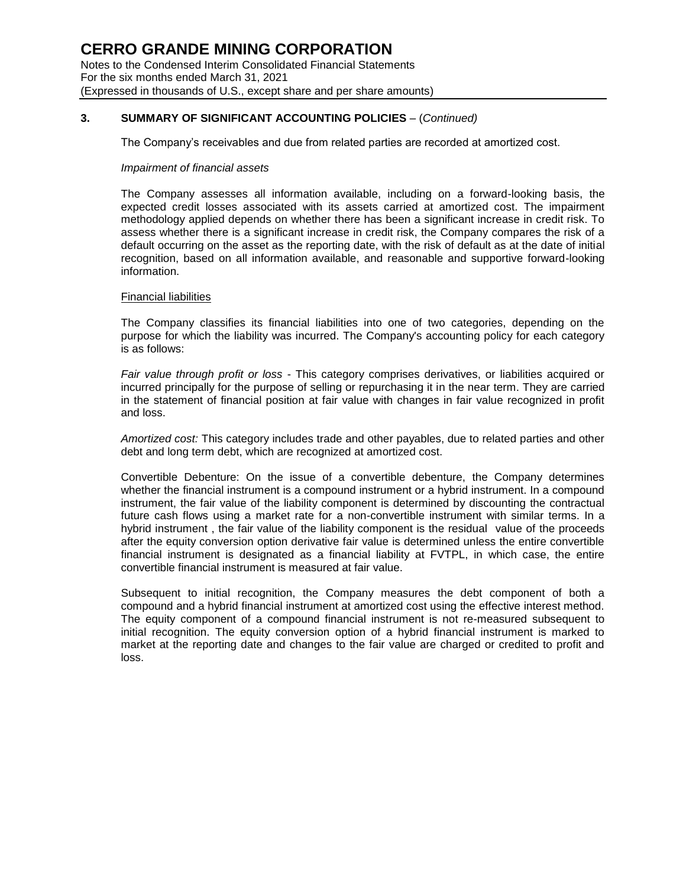## 3. SUMMARY OF SIGNIFICANT ACCOUNTING POLICIES – (*Continued*)

The Company's receivables and due from related parties are recorded at amortized cost.

*Impairment of financial assets*

The Company assesses all information available, including on a forward-looking basis, the expected credit losses associated with its assets carried at amortized cost. The impairment methodology applied depends on whether there has been a significant increase in credit risk. To assess whether there is a significant increase in credit risk, the Company compares the risk of a default occurring on the asset as the reporting date, with the risk of default as at the date of initial recognition, based on all information available, and reasonable and supportive forward-looking information.

Financial liabilities

The Company classifies its financial liabilities into one of two categories, depending on the purpose for which the liability was incurred. The Company's accounting policy for each category is as follows:

*Fair value through profit or loss* - This category comprises derivatives, or liabilities acquired or incurred principally for the purpose of selling or repurchasing it in the near term. They are carried in the statement of financial position at fair value with changes in fair value recognized in profit and loss.

*Amortized cost:* This category includes trade and other payables, due to related parties and other debt and long term debt, which are recognized at amortized cost.

Convertible Debenture: On the issue of a convertible debenture, the Company determines whether the financial instrument is a compound instrument or a hybrid instrument. In a compound instrument, the fair value of the liability component is determined by discounting the contractual future cash flows using a market rate for a non-convertible instrument with similar terms. In a hybrid instrument , the fair value of the liability component is the residual value of the proceeds after the equity conversion option derivative fair value is determined unless the entire convertible financial instrument is designated as a financial liability at FVTPL, in which case, the entire convertible financial instrument is measured at fair value.

Subsequent to initial recognition, the Company measures the debt component of both a compound and a hybrid financial instrument at amortized cost using the effective interest method. The equity component of a compound financial instrument is not re-measured subsequent to initial recognition. The equity conversion option of a hybrid financial instrument is marked to market at the reporting date and changes to the fair value are charged or credited to profit and loss.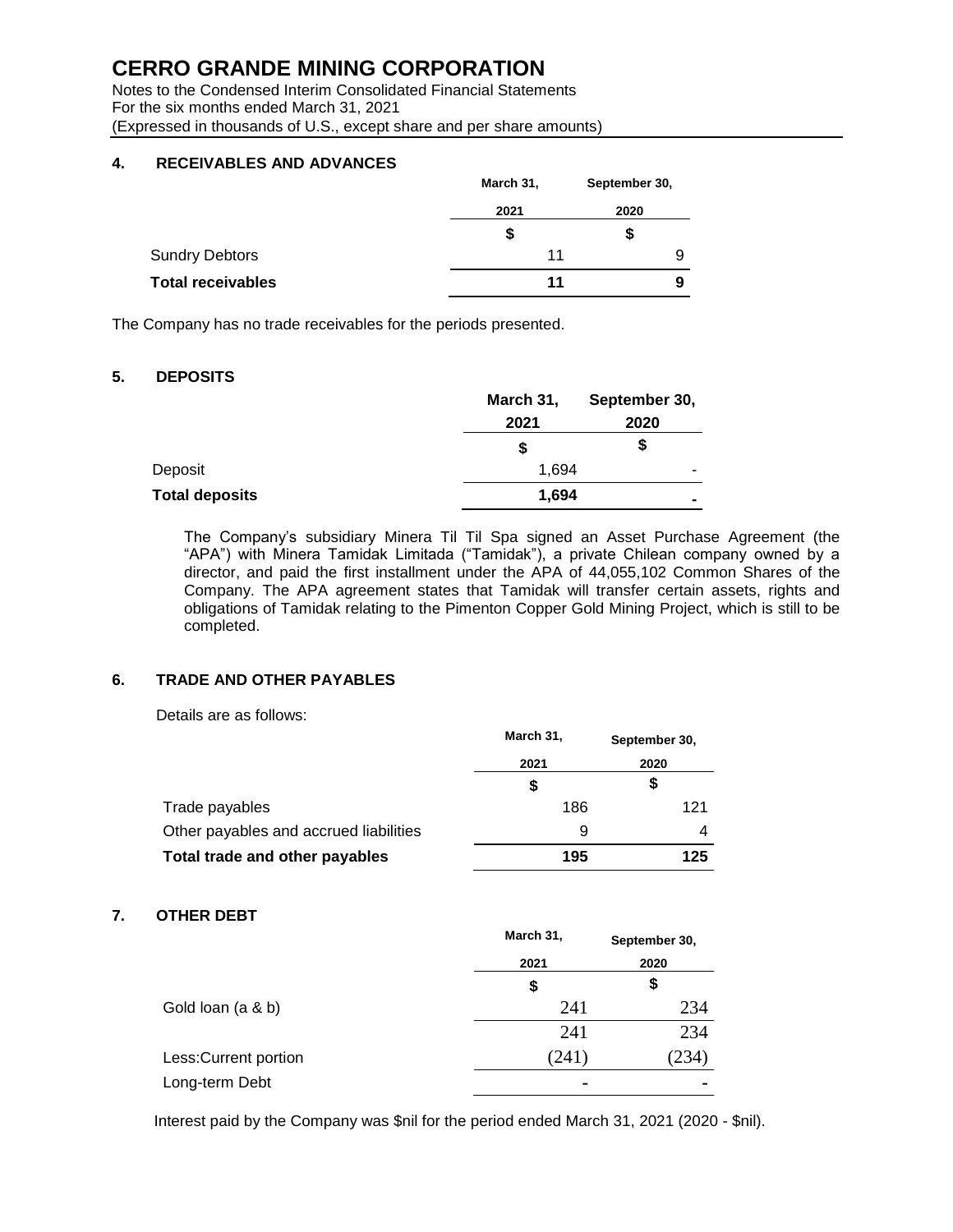# CERRO GRANDE MINING CORPORATION

Notes to the Condensed Interim Consolidated Financial Statements
For the six months ended March 31, 2021
(Expressed in thousands of U.S., except share and per share amounts)

## 4. RECEIVABLES AND ADVANCES

| | March 31, 2021 | September 30, 2020 |
|---|---|---|
| | $ | $ |
| Sundry Debtors | 11 | 9 |
| **Total receivables** | **11** | **9** |

The Company has no trade receivables for the periods presented.

## 5. DEPOSITS

| | March 31, 2021 | September 30, 2020 |
|---|---|---|
| | $ | $ |
| Deposit | 1,694 | - |
| **Total deposits** | **1,694** | **-** |

The Company's subsidiary Minera Til Til Spa signed an Asset Purchase Agreement (the "APA") with Minera Tamidak Limitada ("Tamidak"), a private Chilean company owned by a director, and paid the first installment under the APA of 44,055,102 Common Shares of the Company. The APA agreement states that Tamidak will transfer certain assets, rights and obligations of Tamidak relating to the Pimenton Copper Gold Mining Project, which is still to be completed.

## 6. TRADE AND OTHER PAYABLES

Details are as follows:

| | March 31, 2021 | September 30, 2020 |
|---|---|---|
| | $ | $ |
| Trade payables | 186 | 121 |
| Other payables and accrued liabilities | 9 | 4 |
| **Total trade and other payables** | **195** | **125** |

## 7. OTHER DEBT

| | March 31, 2021 | September 30, 2020 |
|---|---|---|
| | $ | $ |
| Gold loan (a & b) | 241 | 234 |
| | 241 | 234 |
| Less:Current portion | (241) | (234) |
| Long-term Debt | - | - |

Interest paid by the Company was $nil for the period ended March 31, 2021 (2020 - $nil).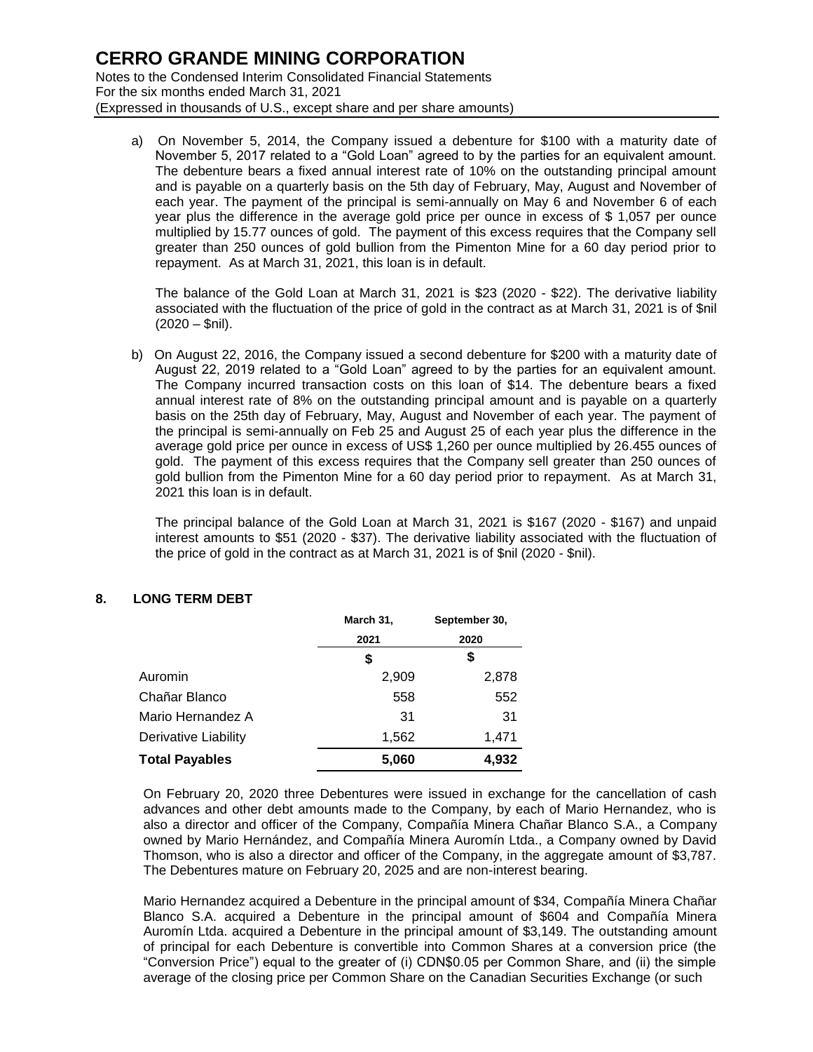a) On November 5, 2014, the Company issued a debenture for $100 with a maturity date of November 5, 2017 related to a "Gold Loan" agreed to by the parties for an equivalent amount. The debenture bears a fixed annual interest rate of 10% on the outstanding principal amount and is payable on a quarterly basis on the 5th day of February, May, August and November of each year. The payment of the principal is semi-annually on May 6 and November 6 of each year plus the difference in the average gold price per ounce in excess of $ 1,057 per ounce multiplied by 15.77 ounces of gold. The payment of this excess requires that the Company sell greater than 250 ounces of gold bullion from the Pimenton Mine for a 60 day period prior to repayment. As at March 31, 2021, this loan is in default.

   The balance of the Gold Loan at March 31, 2021 is $23 (2020 - $22). The derivative liability associated with the fluctuation of the price of gold in the contract as at March 31, 2021 is of $nil (2020 – $nil).

b) On August 22, 2016, the Company issued a second debenture for $200 with a maturity date of August 22, 2019 related to a "Gold Loan" agreed to by the parties for an equivalent amount. The Company incurred transaction costs on this loan of $14. The debenture bears a fixed annual interest rate of 8% on the outstanding principal amount and is payable on a quarterly basis on the 25th day of February, May, August and November of each year. The payment of the principal is semi-annually on Feb 25 and August 25 of each year plus the difference in the average gold price per ounce in excess of US$ 1,260 per ounce multiplied by 26.455 ounces of gold. The payment of this excess requires that the Company sell greater than 250 ounces of gold bullion from the Pimenton Mine for a 60 day period prior to repayment. As at March 31, 2021 this loan is in default.

   The principal balance of the Gold Loan at March 31, 2021 is $167 (2020 - $167) and unpaid interest amounts to $51 (2020 - $37). The derivative liability associated with the fluctuation of the price of gold in the contract as at March 31, 2021 is of $nil (2020 - $nil).

## 8. LONG TERM DEBT

| | March 31, 2021 | September 30, 2020 |
|---|---|---|
| | $ | $ |
| Auromin | 2,909 | 2,878 |
| Chañar Blanco | 558 | 552 |
| Mario Hernandez A | 31 | 31 |
| Derivative Liability | 1,562 | 1,471 |
| **Total Payables** | **5,060** | **4,932** |

On February 20, 2020 three Debentures were issued in exchange for the cancellation of cash advances and other debt amounts made to the Company, by each of Mario Hernandez, who is also a director and officer of the Company, Compañía Minera Chañar Blanco S.A., a Company owned by Mario Hernández, and Compañía Minera Auromín Ltda., a Company owned by David Thomson, who is also a director and officer of the Company, in the aggregate amount of $3,787. The Debentures mature on February 20, 2025 and are non-interest bearing.

Mario Hernandez acquired a Debenture in the principal amount of $34, Compañía Minera Chañar Blanco S.A. acquired a Debenture in the principal amount of $604 and Compañía Minera Auromín Ltda. acquired a Debenture in the principal amount of $3,149. The outstanding amount of principal for each Debenture is convertible into Common Shares at a conversion price (the "Conversion Price") equal to the greater of (i) CDN$0.05 per Common Share, and (ii) the simple average of the closing price per Common Share on the Canadian Securities Exchange (or such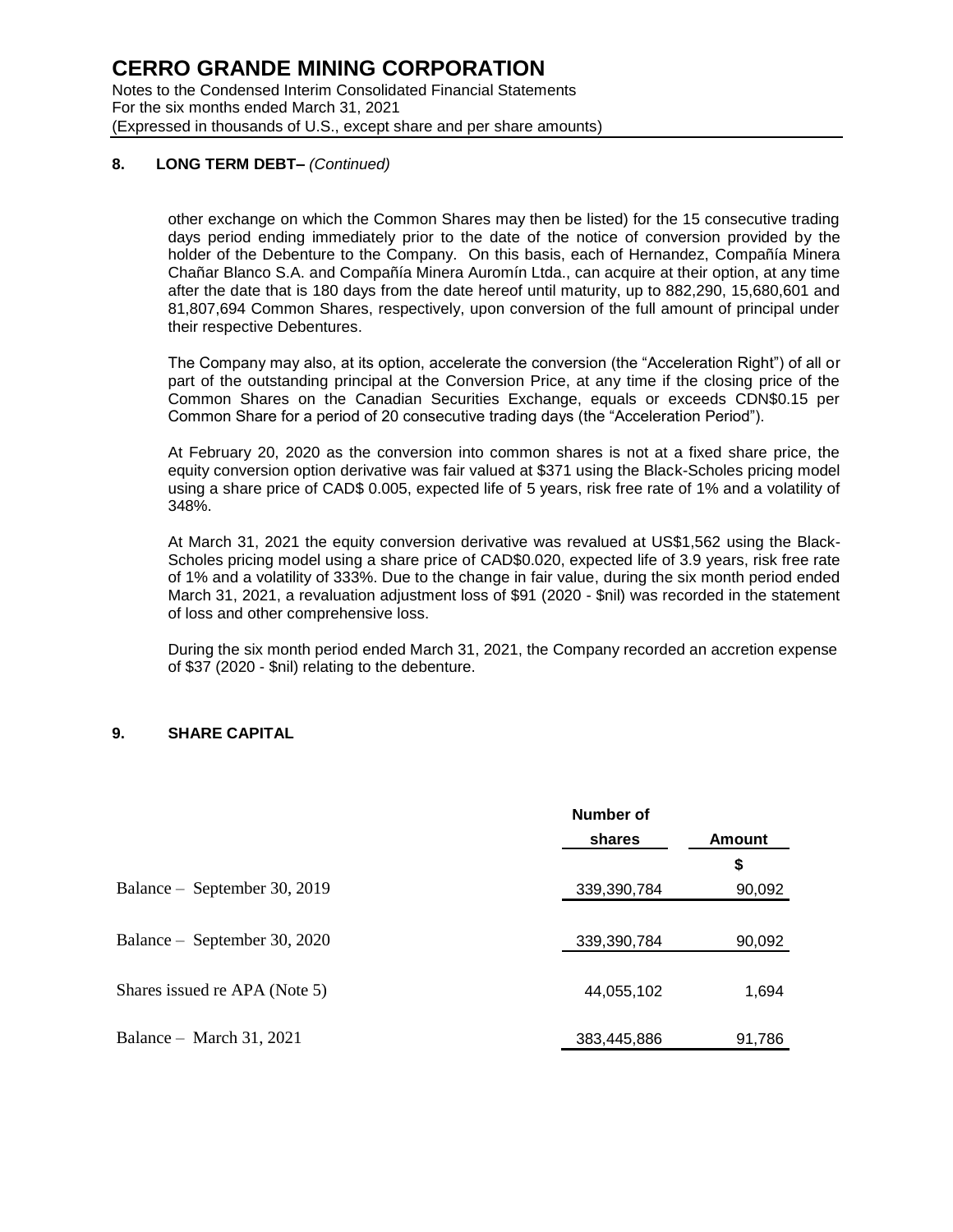## 8. LONG TERM DEBT– *(Continued)*

other exchange on which the Common Shares may then be listed) for the 15 consecutive trading days period ending immediately prior to the date of the notice of conversion provided by the holder of the Debenture to the Company. On this basis, each of Hernandez, Compañía Minera Chañar Blanco S.A. and Compañía Minera Auromín Ltda., can acquire at their option, at any time after the date that is 180 days from the date hereof until maturity, up to 882,290, 15,680,601 and 81,807,694 Common Shares, respectively, upon conversion of the full amount of principal under their respective Debentures.

The Company may also, at its option, accelerate the conversion (the "Acceleration Right") of all or part of the outstanding principal at the Conversion Price, at any time if the closing price of the Common Shares on the Canadian Securities Exchange, equals or exceeds CDN$0.15 per Common Share for a period of 20 consecutive trading days (the "Acceleration Period").

At February 20, 2020 as the conversion into common shares is not at a fixed share price, the equity conversion option derivative was fair valued at $371 using the Black-Scholes pricing model using a share price of CAD$ 0.005, expected life of 5 years, risk free rate of 1% and a volatility of 348%.

At March 31, 2021 the equity conversion derivative was revalued at US$1,562 using the Black-Scholes pricing model using a share price of CAD$0.020, expected life of 3.9 years, risk free rate of 1% and a volatility of 333%. Due to the change in fair value, during the six month period ended March 31, 2021, a revaluation adjustment loss of $91 (2020 - $nil) was recorded in the statement of loss and other comprehensive loss.

During the six month period ended March 31, 2021, the Company recorded an accretion expense of $37 (2020 - $nil) relating to the debenture.

## 9. SHARE CAPITAL

| | Number of shares | Amount |
|---|---|---|
| | | $ |
| Balance – September 30, 2019 | 339,390,784 | 90,092 |
| Balance – September 30, 2020 | 339,390,784 | 90,092 |
| Shares issued re APA (Note 5) | 44,055,102 | 1,694 |
| Balance – March 31, 2021 | 383,445,886 | 91,786 |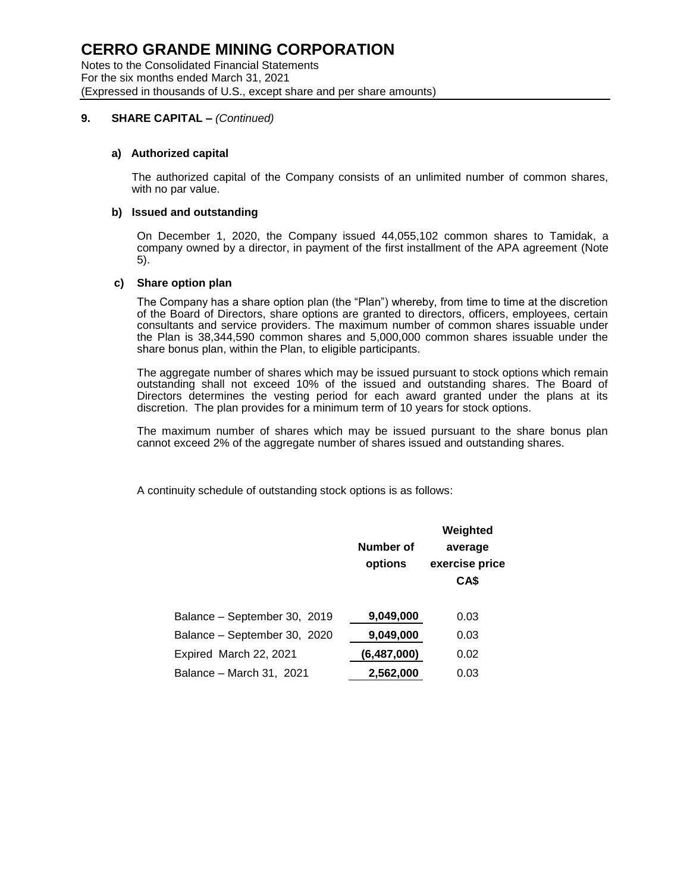## 9. SHARE CAPITAL – *(Continued)*

### a) Authorized capital

The authorized capital of the Company consists of an unlimited number of common shares, with no par value.

### b) Issued and outstanding

On December 1, 2020, the Company issued 44,055,102 common shares to Tamidak, a company owned by a director, in payment of the first installment of the APA agreement (Note 5).

### c) Share option plan

The Company has a share option plan (the "Plan") whereby, from time to time at the discretion of the Board of Directors, share options are granted to directors, officers, employees, certain consultants and service providers. The maximum number of common shares issuable under the Plan is 38,344,590 common shares and 5,000,000 common shares issuable under the share bonus plan, within the Plan, to eligible participants.

The aggregate number of shares which may be issued pursuant to stock options which remain outstanding shall not exceed 10% of the issued and outstanding shares. The Board of Directors determines the vesting period for each award granted under the plans at its discretion. The plan provides for a minimum term of 10 years for stock options.

The maximum number of shares which may be issued pursuant to the share bonus plan cannot exceed 2% of the aggregate number of shares issued and outstanding shares.

A continuity schedule of outstanding stock options is as follows:

| | Number of options | Weighted average exercise price CA$ |
|---|---|---|
| Balance – September 30, 2019 | **9,049,000** | 0.03 |
| Balance – September 30, 2020 | **9,049,000** | 0.03 |
| Expired March 22, 2021 | **(6,487,000)** | 0.02 |
| Balance – March 31, 2021 | **2,562,000** | 0.03 |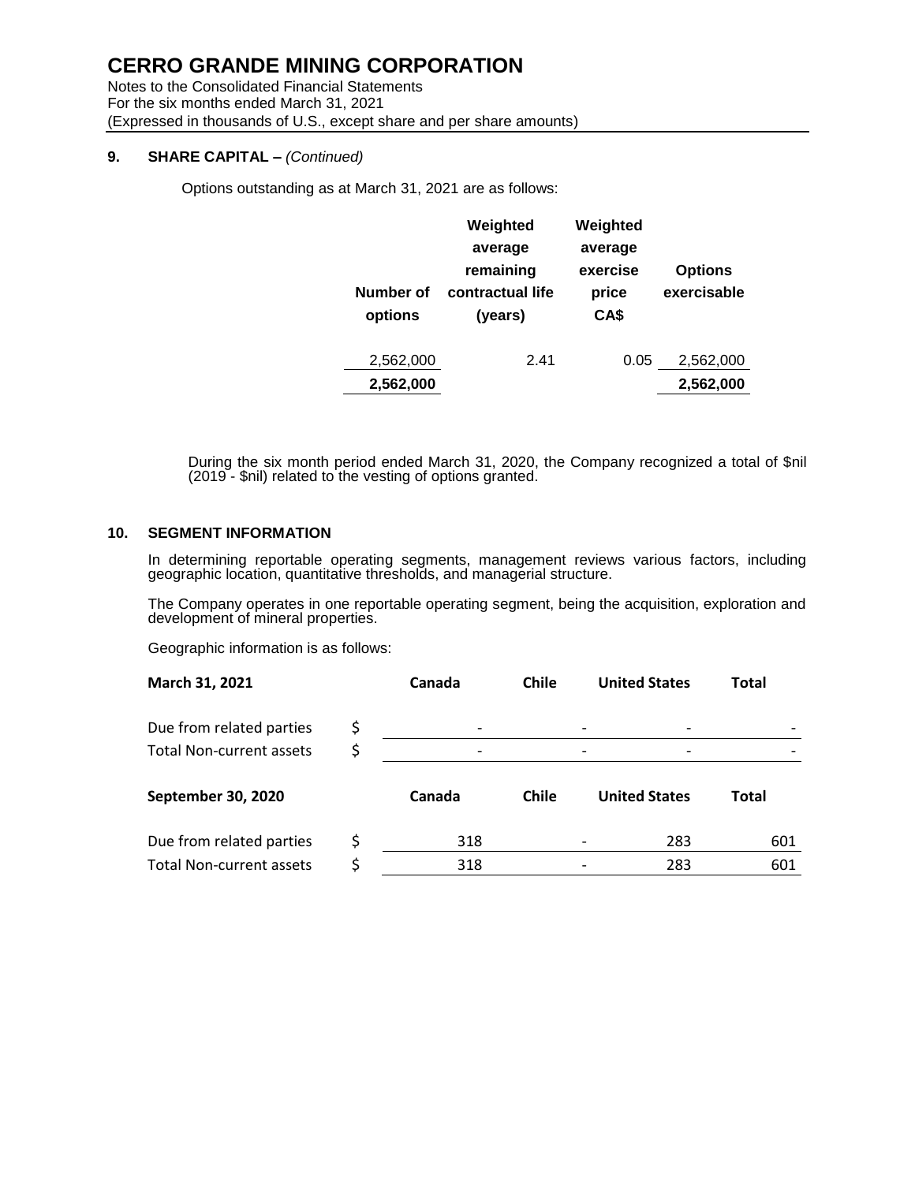# CERRO GRANDE MINING CORPORATION

Notes to the Consolidated Financial Statements
For the six months ended March 31, 2021
(Expressed in thousands of U.S., except share and per share amounts)

## 9. SHARE CAPITAL – *(Continued)*

Options outstanding as at March 31, 2021 are as follows:

| Number of options | Weighted average remaining contractual life (years) | Weighted average exercise price CA$ | Options exercisable |
|---|---|---|---|
| 2,562,000 | 2.41 | 0.05 | 2,562,000 |
| **2,562,000** | | | **2,562,000** |

During the six month period ended March 31, 2020, the Company recognized a total of $nil (2019 - $nil) related to the vesting of options granted.

## 10. SEGMENT INFORMATION

In determining reportable operating segments, management reviews various factors, including geographic location, quantitative thresholds, and managerial structure.

The Company operates in one reportable operating segment, being the acquisition, exploration and development of mineral properties.

Geographic information is as follows:

| March 31, 2021 | | Canada | Chile | United States | Total |
|---|---|---|---|---|---|
| Due from related parties | $ | - | - | - | - |
| Total Non-current assets | $ | - | - | - | - |

| September 30, 2020 | | Canada | Chile | United States | Total |
|---|---|---|---|---|---|
| Due from related parties | $ | 318 | - | 283 | 601 |
| Total Non-current assets | $ | 318 | - | 283 | 601 |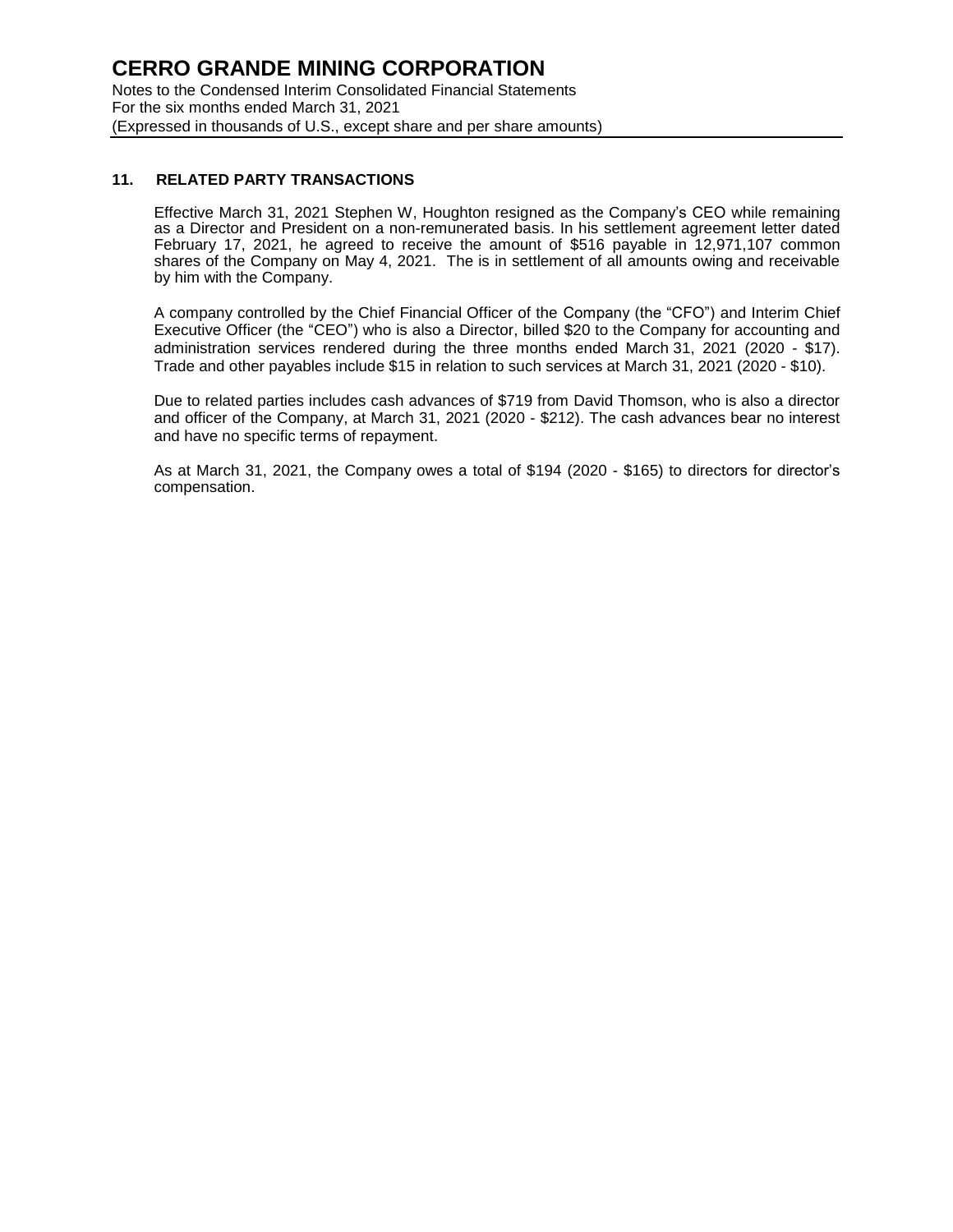## 11. RELATED PARTY TRANSACTIONS

Effective March 31, 2021 Stephen W, Houghton resigned as the Company's CEO while remaining as a Director and President on a non-remunerated basis. In his settlement agreement letter dated February 17, 2021, he agreed to receive the amount of $516 payable in 12,971,107 common shares of the Company on May 4, 2021. The is in settlement of all amounts owing and receivable by him with the Company.

A company controlled by the Chief Financial Officer of the Company (the "CFO") and Interim Chief Executive Officer (the "CEO") who is also a Director, billed $20 to the Company for accounting and administration services rendered during the three months ended March 31, 2021 (2020 - $17). Trade and other payables include $15 in relation to such services at March 31, 2021 (2020 - $10).

Due to related parties includes cash advances of $719 from David Thomson, who is also a director and officer of the Company, at March 31, 2021 (2020 - $212). The cash advances bear no interest and have no specific terms of repayment.

As at March 31, 2021, the Company owes a total of $194 (2020 - $165) to directors for director's compensation.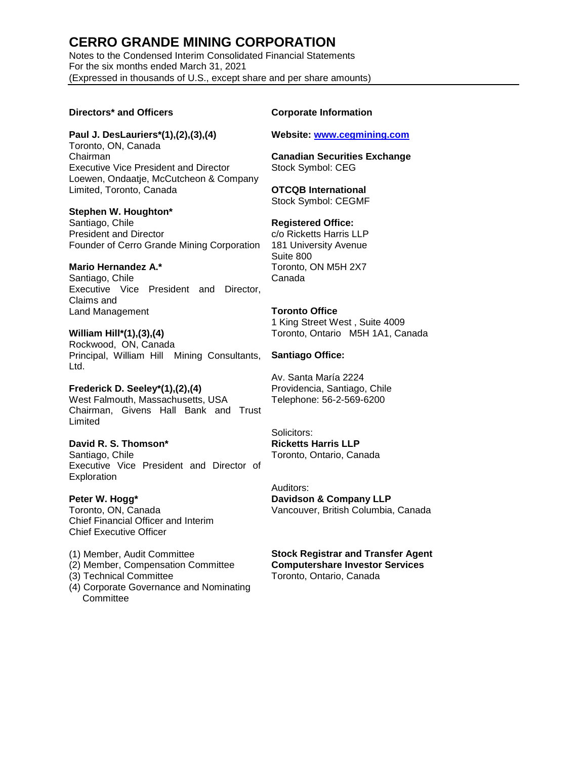**Directors* and Officers**

**Paul J. DesLauriers*(1),(2),(3),(4)**
Toronto, ON, Canada
Chairman
Executive Vice President and Director
Loewen, Ondaatje, McCutcheon & Company Limited, Toronto, Canada

**Stephen W. Houghton***
Santiago, Chile
President and Director
Founder of Cerro Grande Mining Corporation

**Mario Hernandez A.***
Santiago, Chile
Executive Vice President and Director, Claims and Land Management

**William Hill*(1),(3),(4)**
Rockwood, ON, Canada
Principal, William Hill Mining Consultants, Ltd.

**Frederick D. Seeley*(1),(2),(4)**
West Falmouth, Massachusetts, USA
Chairman, Givens Hall Bank and Trust Limited

**David R. S. Thomson***
Santiago, Chile
Executive Vice President and Director of Exploration

**Peter W. Hogg***
Toronto, ON, Canada
Chief Financial Officer and Interim Chief Executive Officer

(1) Member, Audit Committee
(2) Member, Compensation Committee
(3) Technical Committee
(4) Corporate Governance and Nominating Committee

**Corporate Information**

**Website: www.cegmining.com**

**Canadian Securities Exchange**
Stock Symbol: CEG

**OTCQB International**
Stock Symbol: CEGMF

**Registered Office:**
c/o Ricketts Harris LLP
181 University Avenue
Suite 800
Toronto, ON M5H 2X7
Canada

**Toronto Office**
1 King Street West , Suite 4009
Toronto, Ontario M5H 1A1, Canada

**Santiago Office:**

Av. Santa María 2224
Providencia, Santiago, Chile
Telephone: 56-2-569-6200

Solicitors:
**Ricketts Harris LLP**
Toronto, Ontario, Canada

Auditors:
**Davidson & Company LLP**
Vancouver, British Columbia, Canada

**Stock Registrar and Transfer Agent**
**Computershare Investor Services**
Toronto, Ontario, Canada